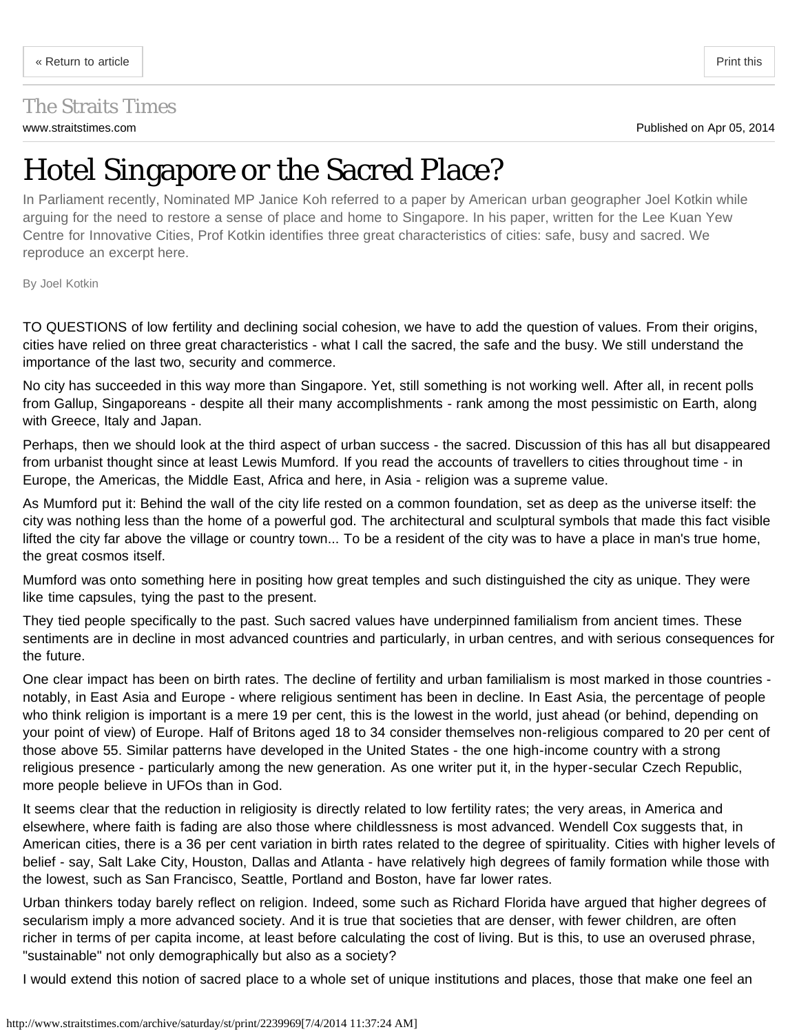The Straits Times

www.straitstimes.com

Published on Apr 05, 2014

# Hotel Singapore or the Sacred Place?

In Parliament recently, Nominated MP Janice Koh referred to a paper by American urban geographer Joel Kotkin while arguing for the need to restore a sense of place and home to Singapore. In his paper, written for the Lee Kuan Yew Centre for Innovative Cities, Prof Kotkin identifies three great characteristics of cities: safe, busy and sacred. We reproduce an excerpt here.

By Joel Kotkin

TO QUESTIONS of low fertility and declining social cohesion, we have to add the question of values. From their origins, cities have relied on three great characteristics - what I call the sacred, the safe and the busy. We still understand the importance of the last two, security and commerce.

No city has succeeded in this way more than Singapore. Yet, still something is not working well. After all, in recent polls from Gallup, Singaporeans - despite all their many accomplishments - rank among the most pessimistic on Earth, along with Greece, Italy and Japan.

Perhaps, then we should look at the third aspect of urban success - the sacred. Discussion of this has all but disappeared from urbanist thought since at least Lewis Mumford. If you read the accounts of travellers to cities throughout time - in Europe, the Americas, the Middle East, Africa and here, in Asia - religion was a supreme value.

As Mumford put it: Behind the wall of the city life rested on a common foundation, set as deep as the universe itself: the city was nothing less than the home of a powerful god. The architectural and sculptural symbols that made this fact visible lifted the city far above the village or country town... To be a resident of the city was to have a place in man's true home, the great cosmos itself.

Mumford was onto something here in positing how great temples and such distinguished the city as unique. They were like time capsules, tying the past to the present.

They tied people specifically to the past. Such sacred values have underpinned familialism from ancient times. These sentiments are in decline in most advanced countries and particularly, in urban centres, and with serious consequences for the future.

One clear impact has been on birth rates. The decline of fertility and urban familialism is most marked in those countries - notably, in East Asia and Europe - where religious sentiment has been in decline. In East Asia, the percentage of people who think religion is important is a mere 19 per cent, this is the lowest in the world, just ahead (or behind, depending on your point of view) of Europe. Half of Britons aged 18 to 34 consider themselves non-religious compared to 20 per cent of those above 55. Similar patterns have developed in the United States - the one high-income country with a strong religious presence - particularly among the new generation. As one writer put it, in the hyper-secular Czech Republic, more people believe in UFOs than in God.

It seems clear that the reduction in religiosity is directly related to low fertility rates; the very areas, in America and elsewhere, where faith is fading are also those where childlessness is most advanced. Wendell Cox suggests that, in American cities, there is a 36 per cent variation in birth rates related to the degree of spirituality. Cities with higher levels of belief - say, Salt Lake City, Houston, Dallas and Atlanta - have relatively high degrees of family formation while those with the lowest, such as San Francisco, Seattle, Portland and Boston, have far lower rates.

Urban thinkers today barely reflect on religion. Indeed, some such as Richard Florida have argued that higher degrees of secularism imply a more advanced society. And it is true that societies that are denser, with fewer children, are often richer in terms of per capita income, at least before calculating the cost of living. But is this, to use an overused phrase, "sustainable" not only demographically but also as a society?

I would extend this notion of sacred place to a whole set of unique institutions and places, those that make one feel an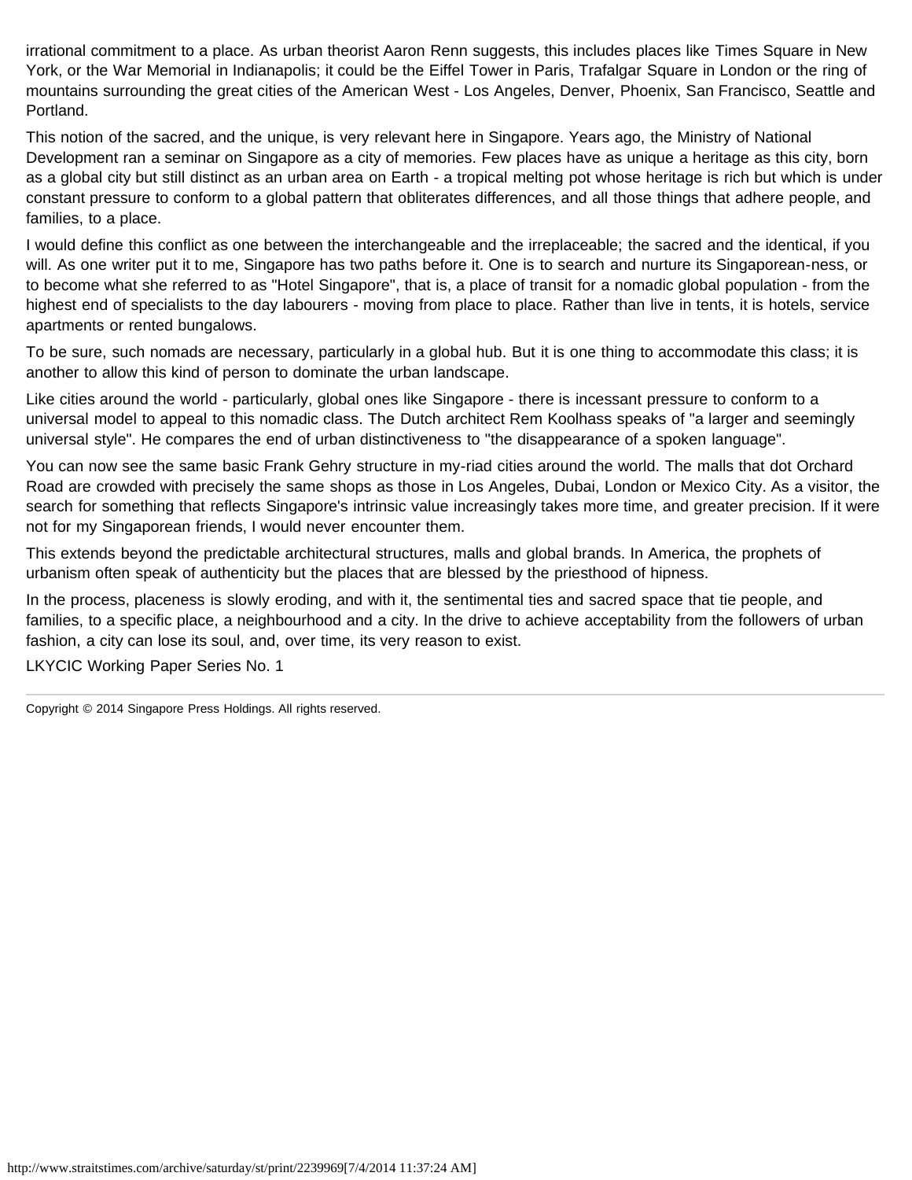irrational commitment to a place. As urban theorist Aaron Renn suggests, this includes places like Times Square in New York, or the War Memorial in Indianapolis; it could be the Eiffel Tower in Paris, Trafalgar Square in London or the ring of mountains surrounding the great cities of the American West - Los Angeles, Denver, Phoenix, San Francisco, Seattle and Portland.

This notion of the sacred, and the unique, is very relevant here in Singapore. Years ago, the Ministry of National Development ran a seminar on Singapore as a city of memories. Few places have as unique a heritage as this city, born as a global city but still distinct as an urban area on Earth - a tropical melting pot whose heritage is rich but which is under constant pressure to conform to a global pattern that obliterates differences, and all those things that adhere people, and families, to a place.

I would define this conflict as one between the interchangeable and the irreplaceable; the sacred and the identical, if you will. As one writer put it to me, Singapore has two paths before it. One is to search and nurture its Singaporean-ness, or to become what she referred to as "Hotel Singapore", that is, a place of transit for a nomadic global population - from the highest end of specialists to the day labourers - moving from place to place. Rather than live in tents, it is hotels, service apartments or rented bungalows.

To be sure, such nomads are necessary, particularly in a global hub. But it is one thing to accommodate this class; it is another to allow this kind of person to dominate the urban landscape.

Like cities around the world - particularly, global ones like Singapore - there is incessant pressure to conform to a universal model to appeal to this nomadic class. The Dutch architect Rem Koolhass speaks of "a larger and seemingly universal style". He compares the end of urban distinctiveness to "the disappearance of a spoken language".

You can now see the same basic Frank Gehry structure in my-riad cities around the world. The malls that dot Orchard Road are crowded with precisely the same shops as those in Los Angeles, Dubai, London or Mexico City. As a visitor, the search for something that reflects Singapore's intrinsic value increasingly takes more time, and greater precision. If it were not for my Singaporean friends, I would never encounter them.

This extends beyond the predictable architectural structures, malls and global brands. In America, the prophets of urbanism often speak of authenticity but the places that are blessed by the priesthood of hipness.

In the process, placeness is slowly eroding, and with it, the sentimental ties and sacred space that tie people, and families, to a specific place, a neighbourhood and a city. In the drive to achieve acceptability from the followers of urban fashion, a city can lose its soul, and, over time, its very reason to exist.

LKYCIC Working Paper Series No. 1

Copyright © 2014 Singapore Press Holdings. All rights reserved.